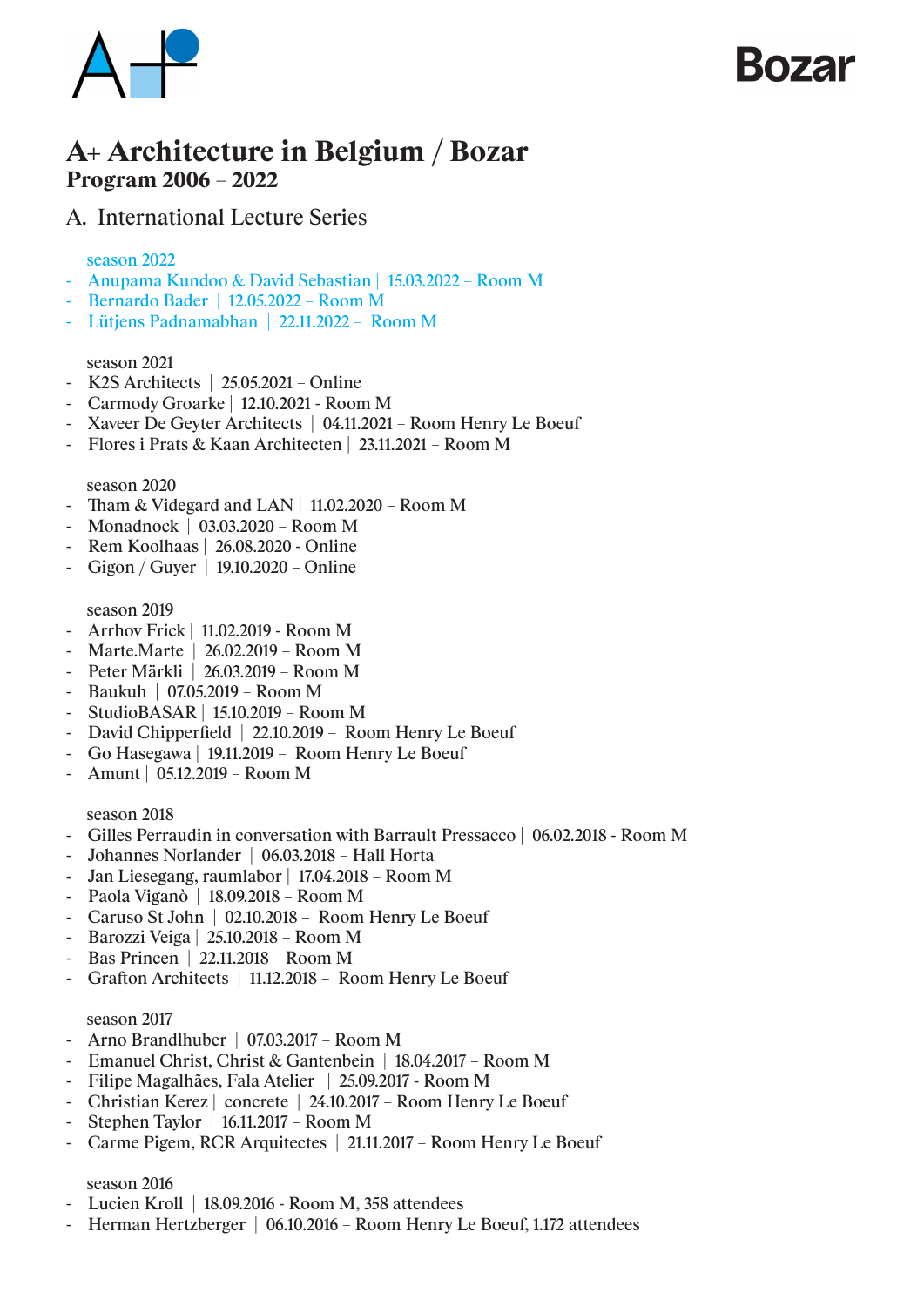# A+ Architecture in Belgium / Bozar

## Program 2006 – 2022

### A. International Lecture Series

season 2022

- Anupama Kundoo & David Sebastian | 15.03.2022 – Room M
- Bernardo Bader | 12.05.2022 – Room M
- Lütjens Padnamabhan | 22.11.2022 – Room M

season 2021

- K2S Architects | 25.05.2021 – Online
- Carmody Groarke | 12.10.2021 - Room M
- Xaveer De Geyter Architects | 04.11.2021 – Room Henry Le Boeuf
- Flores i Prats & Kaan Architecten | 23.11.2021 – Room M

season 2020

- Tham & Videgard and LAN | 11.02.2020 – Room M
- Monadnock | 03.03.2020 – Room M
- Rem Koolhaas | 26.08.2020 - Online
- Gigon / Guyer | 19.10.2020 – Online

season 2019

- Arrhov Frick | 11.02.2019 - Room M
- Marte.Marte | 26.02.2019 – Room M
- Peter Märkli | 26.03.2019 – Room M
- Baukuh | 07.05.2019 – Room M
- StudioBASAR | 15.10.2019 – Room M
- David Chipperfield | 22.10.2019 – Room Henry Le Boeuf
- Go Hasegawa | 19.11.2019 – Room Henry Le Boeuf
- Amunt | 05.12.2019 – Room M

season 2018

- Gilles Perraudin in conversation with Barrault Pressacco | 06.02.2018 - Room M
- Johannes Norlander | 06.03.2018 – Hall Horta
- Jan Liesegang, raumlabor | 17.04.2018 – Room M
- Paola Viganò | 18.09.2018 – Room M
- Caruso St John | 02.10.2018 – Room Henry Le Boeuf
- Barozzi Veiga | 25.10.2018 – Room M
- Bas Princen | 22.11.2018 – Room M
- Grafton Architects | 11.12.2018 – Room Henry Le Boeuf

season 2017

- Arno Brandlhuber | 07.03.2017 – Room M
- Emanuel Christ, Christ & Gantenbein | 18.04.2017 – Room M
- Filipe Magalhães, Fala Atelier | 25.09.2017 - Room M
- Christian Kerez | concrete | 24.10.2017 – Room Henry Le Boeuf
- Stephen Taylor | 16.11.2017 – Room M
- Carme Pigem, RCR Arquitectes | 21.11.2017 – Room Henry Le Boeuf

season 2016

- Lucien Kroll | 18.09.2016 - Room M, 358 attendees
- Herman Hertzberger | 06.10.2016 – Room Henry Le Boeuf, 1.172 attendees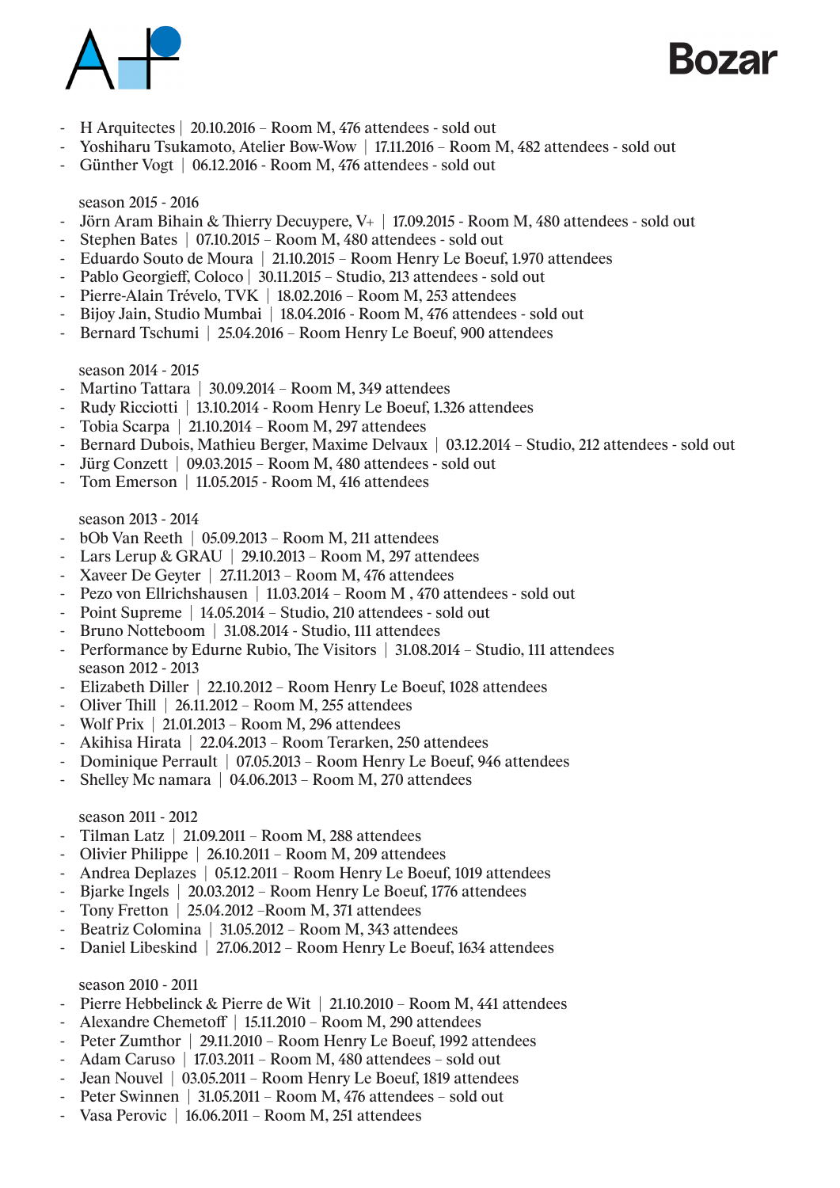- H Arquitectes | 20.10.2016 – Room M, 476 attendees - sold out
- Yoshiharu Tsukamoto, Atelier Bow-Wow | 17.11.2016 – Room M, 482 attendees - sold out
- Günther Vogt | 06.12.2016 - Room M, 476 attendees - sold out

season 2015 - 2016

- Jörn Aram Bihain & Thierry Decuypere, V+ | 17.09.2015 - Room M, 480 attendees - sold out
- Stephen Bates | 07.10.2015 – Room M, 480 attendees - sold out
- Eduardo Souto de Moura | 21.10.2015 – Room Henry Le Boeuf, 1.970 attendees
- Pablo Georgieff, Coloco | 30.11.2015 – Studio, 213 attendees - sold out
- Pierre-Alain Trévelo, TVK | 18.02.2016 - Room M, 253 attendees
- Bijoy Jain, Studio Mumbai | 18.04.2016 - Room M, 476 attendees - sold out
- Bernard Tschumi | 25.04.2016 – Room Henry Le Boeuf, 900 attendees

season 2014 - 2015

- Martino Tattara | 30.09.2014 – Room M, 349 attendees
- Rudy Ricciotti | 13.10.2014 - Room Henry Le Boeuf, 1.326 attendees
- Tobia Scarpa | 21.10.2014 – Room M, 297 attendees
- Bernard Dubois, Mathieu Berger, Maxime Delvaux | 03.12.2014 – Studio, 212 attendees - sold out
- Jürg Conzett | 09.03.2015 – Room M, 480 attendees - sold out
- Tom Emerson | 11.05.2015 - Room M, 416 attendees

season 2013 - 2014

- bOb Van Reeth | 05.09.2013 – Room M, 211 attendees
- Lars Lerup & GRAU | 29.10.2013 – Room M, 297 attendees
- Xaveer De Geyter | 27.11.2013 – Room M, 476 attendees
- Pezo von Ellrichshausen | 11.03.2014 – Room M , 470 attendees - sold out
- Point Supreme | 14.05.2014 – Studio, 210 attendees - sold out
- Bruno Notteboom | 31.08.2014 - Studio, 111 attendees
- Performance by Edurne Rubio, The Visitors | 31.08.2014 – Studio, 111 attendees

season 2012 - 2013

- Elizabeth Diller | 22.10.2012 – Room Henry Le Boeuf, 1028 attendees
- Oliver Thill | 26.11.2012 – Room M, 255 attendees
- Wolf Prix | 21.01.2013 – Room M, 296 attendees
- Akihisa Hirata | 22.04.2013 – Room Terarken, 250 attendees
- Dominique Perrault | 07.05.2013 – Room Henry Le Boeuf, 946 attendees
- Shelley Mc namara | 04.06.2013 – Room M, 270 attendees

season 2011 - 2012

- Tilman Latz | 21.09.2011 – Room M, 288 attendees
- Olivier Philippe | 26.10.2011 – Room M, 209 attendees
- Andrea Deplazes | 05.12.2011 – Room Henry Le Boeuf, 1019 attendees
- Bjarke Ingels | 20.03.2012 – Room Henry Le Boeuf, 1776 attendees
- Tony Fretton | 25.04.2012 –Room M, 371 attendees
- Beatriz Colomina | 31.05.2012 – Room M, 343 attendees
- Daniel Libeskind | 27.06.2012 – Room Henry Le Boeuf, 1634 attendees

season 2010 - 2011

- Pierre Hebbelinck & Pierre de Wit | 21.10.2010 – Room M, 441 attendees
- Alexandre Chemetoff | 15.11.2010 – Room M, 290 attendees
- Peter Zumthor | 29.11.2010 – Room Henry Le Boeuf, 1992 attendees
- Adam Caruso | 17.03.2011 – Room M, 480 attendees – sold out
- Jean Nouvel | 03.05.2011 – Room Henry Le Boeuf, 1819 attendees
- Peter Swinnen | 31.05.2011 – Room M, 476 attendees – sold out
- Vasa Perovic | 16.06.2011 – Room M, 251 attendees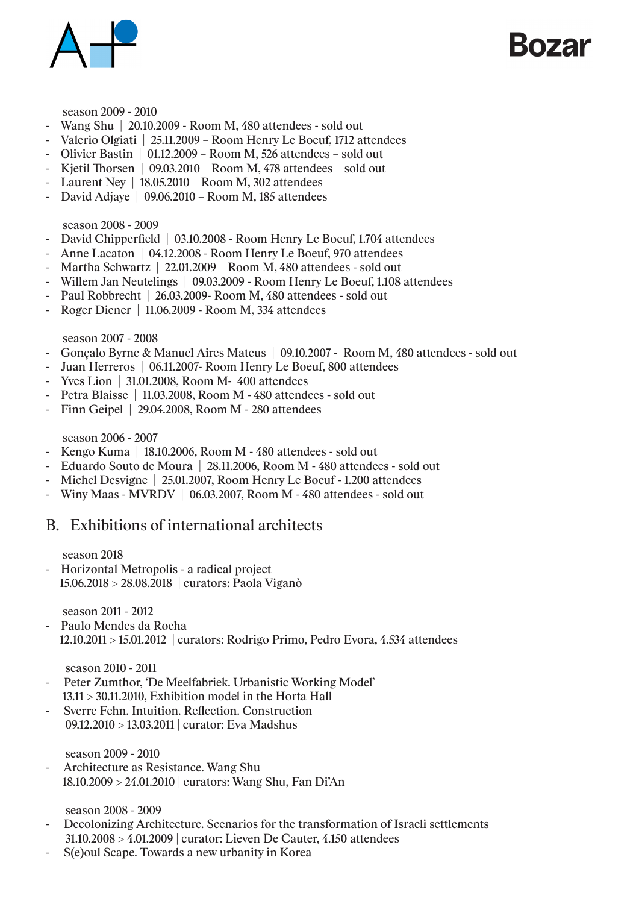season 2009 - 2010

- Wang Shu | 20.10.2009 - Room M, 480 attendees - sold out
- Valerio Olgiati | 25.11.2009 – Room Henry Le Boeuf, 1712 attendees
- Olivier Bastin | 01.12.2009 – Room M, 526 attendees – sold out
- Kjetil Thorsen | 09.03.2010 – Room M, 478 attendees – sold out
- Laurent Ney | 18.05.2010 – Room M, 302 attendees
- David Adjaye | 09.06.2010 – Room M, 185 attendees

season 2008 - 2009

- David Chipperfield | 03.10.2008 - Room Henry Le Boeuf, 1.704 attendees
- Anne Lacaton | 04.12.2008 - Room Henry Le Boeuf, 970 attendees
- Martha Schwartz | 22.01.2009 – Room M, 480 attendees - sold out
- Willem Jan Neutelings | 09.03.2009 - Room Henry Le Boeuf, 1.108 attendees
- Paul Robbrecht | 26.03.2009- Room M, 480 attendees - sold out
- Roger Diener | 11.06.2009 - Room M, 334 attendees

season 2007 - 2008

- Gonçalo Byrne & Manuel Aires Mateus | 09.10.2007 - Room M, 480 attendees - sold out
- Juan Herreros | 06.11.2007- Room Henry Le Boeuf, 800 attendees
- Yves Lion | 31.01.2008, Room M- 400 attendees
- Petra Blaisse | 11.03.2008, Room M - 480 attendees - sold out
- Finn Geipel | 29.04.2008, Room M - 280 attendees

season 2006 - 2007

- Kengo Kuma | 18.10.2006, Room M - 480 attendees - sold out
- Eduardo Souto de Moura | 28.11.2006, Room M - 480 attendees - sold out
- Michel Desvigne | 25.01.2007, Room Henry Le Boeuf - 1.200 attendees
- Winy Maas - MVRDV | 06.03.2007, Room M - 480 attendees - sold out

## B. Exhibitions of international architects

season 2018

- Horizontal Metropolis - a radical project
  15.06.2018 > 28.08.2018 | curators: Paola Viganò

season 2011 - 2012

- Paulo Mendes da Rocha
  12.10.2011 > 15.01.2012 | curators: Rodrigo Primo, Pedro Evora, 4.534 attendees

season 2010 - 2011

- Peter Zumthor, 'De Meelfabriek. Urbanistic Working Model'
  13.11 > 30.11.2010, Exhibition model in the Horta Hall
- Sverre Fehn. Intuition. Reflection. Construction
  09.12.2010 > 13.03.2011 | curator: Eva Madshus

season 2009 - 2010

- Architecture as Resistance. Wang Shu
  18.10.2009 > 24.01.2010 | curators: Wang Shu, Fan Di'An

season 2008 - 2009

- Decolonizing Architecture. Scenarios for the transformation of Israeli settlements
  31.10.2008 > 4.01.2009 | curator: Lieven De Cauter, 4.150 attendees
- S(e)oul Scape. Towards a new urbanity in Korea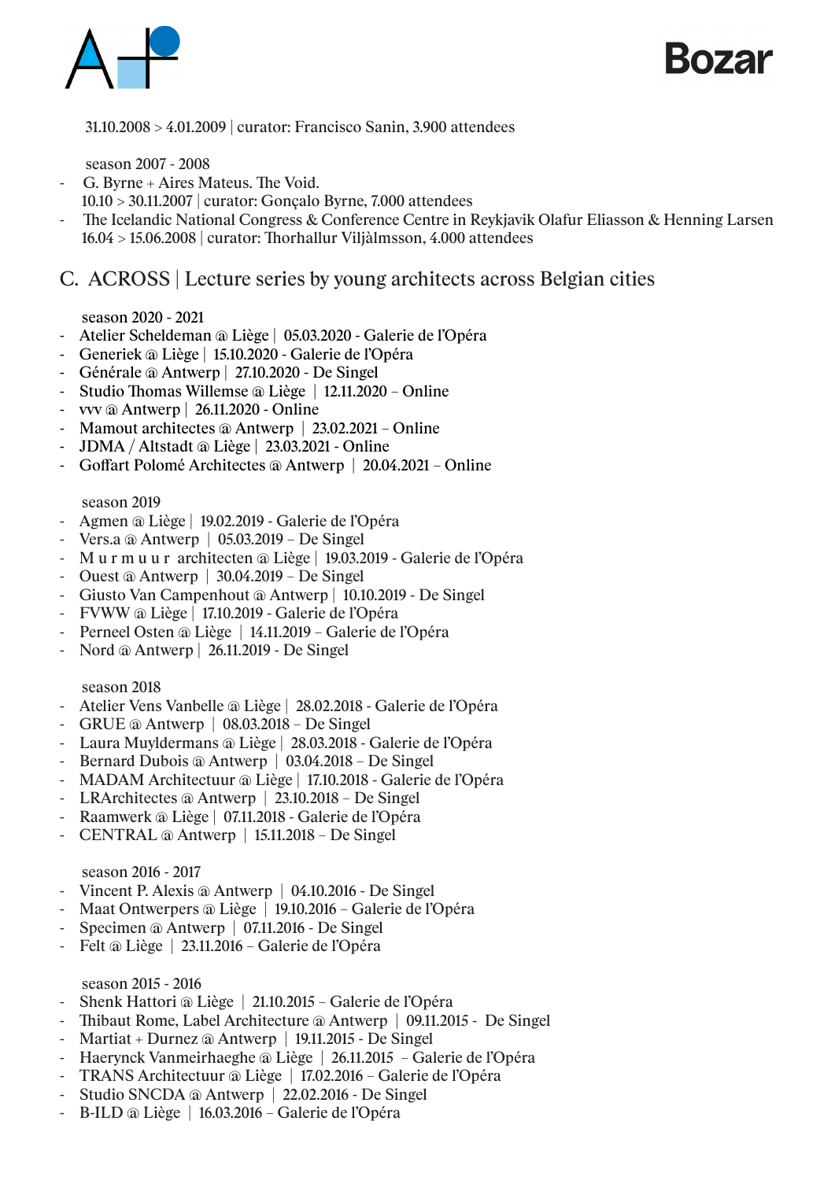31.10.2008 > 4.01.2009 | curator: Francisco Sanin, 3.900 attendees

season 2007 - 2008

- G. Byrne + Aires Mateus. The Void.
  10.10 > 30.11.2007 | curator: Gonçalo Byrne, 7.000 attendees
- The Icelandic National Congress & Conference Centre in Reykjavik Olafur Eliasson & Henning Larsen
  16.04 > 15.06.2008 | curator: Thorhallur Viljàlmsson, 4.000 attendees

## C. ACROSS | Lecture series by young architects across Belgian cities

season 2020 - 2021

- Atelier Scheldeman @ Liège | 05.03.2020 - Galerie de l'Opéra
- Generiek @ Liège | 15.10.2020 - Galerie de l'Opéra
- Générale @ Antwerp | 27.10.2020 - De Singel
- Studio Thomas Willemse @ Liège | 12.11.2020 – Online
- vvv @ Antwerp | 26.11.2020 - Online
- Mamout architectes @ Antwerp | 23.02.2021 – Online
- JDMA / Altstadt @ Liège | 23.03.2021 - Online
- Goffart Polomé Architectes @ Antwerp | 20.04.2021 – Online

season 2019

- Agmen @ Liège | 19.02.2019 - Galerie de l'Opéra
- Vers.a @ Antwerp | 05.03.2019 – De Singel
- M u r m u u r architecten @ Liège | 19.03.2019 - Galerie de l'Opéra
- Ouest @ Antwerp | 30.04.2019 – De Singel
- Giusto Van Campenhout @ Antwerp | 10.10.2019 - De Singel
- FVWW @ Liège | 17.10.2019 - Galerie de l'Opéra
- Perneel Osten @ Liège | 14.11.2019 – Galerie de l'Opéra
- Nord @ Antwerp | 26.11.2019 - De Singel

season 2018

- Atelier Vens Vanbelle @ Liège | 28.02.2018 - Galerie de l'Opéra
- GRUE @ Antwerp | 08.03.2018 – De Singel
- Laura Muyldermans @ Liège | 28.03.2018 - Galerie de l'Opéra
- Bernard Dubois @ Antwerp | 03.04.2018 – De Singel
- MADAM Architectuur @ Liège | 17.10.2018 - Galerie de l'Opéra
- LRArchitectes @ Antwerp | 23.10.2018 – De Singel
- Raamwerk @ Liège | 07.11.2018 - Galerie de l'Opéra
- CENTRAL @ Antwerp | 15.11.2018 – De Singel

season 2016 - 2017

- Vincent P. Alexis @ Antwerp | 04.10.2016 - De Singel
- Maat Ontwerpers @ Liège | 19.10.2016 – Galerie de l'Opéra
- Specimen @ Antwerp | 07.11.2016 - De Singel
- Felt @ Liège | 23.11.2016 – Galerie de l'Opéra

season 2015 - 2016

- Shenk Hattori @ Liège | 21.10.2015 – Galerie de l'Opéra
- Thibaut Rome, Label Architecture @ Antwerp | 09.11.2015 - De Singel
- Martiat + Durnez @ Antwerp | 19.11.2015 - De Singel
- Haerynck Vanmeirhaeghe @ Liège | 26.11.2015 – Galerie de l'Opéra
- TRANS Architectuur @ Liège | 17.02.2016 – Galerie de l'Opéra
- Studio SNCDA @ Antwerp | 22.02.2016 - De Singel
- B-ILD @ Liège | 16.03.2016 – Galerie de l'Opéra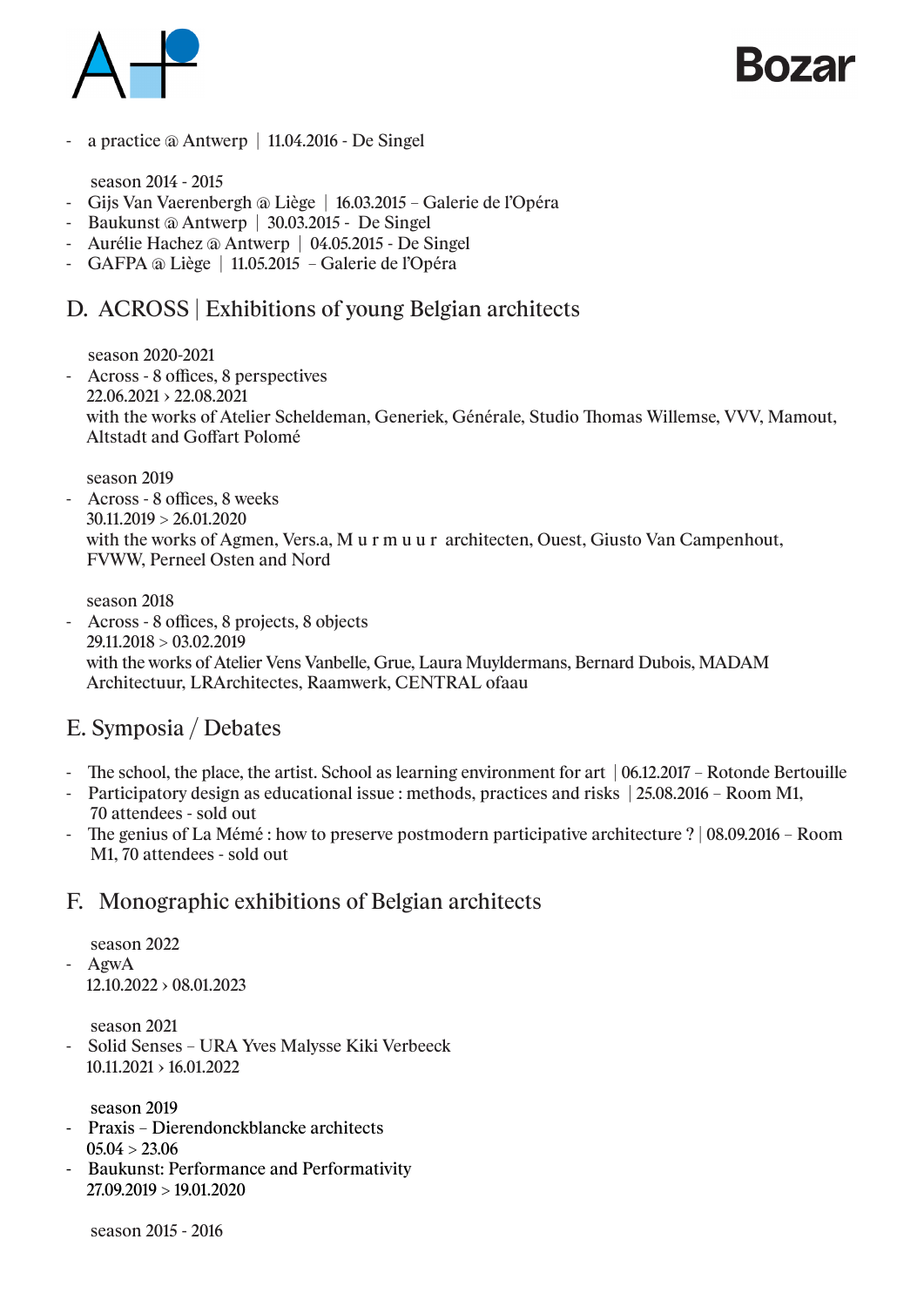- a practice @ Antwerp | 11.04.2016 - De Singel

season 2014 - 2015

- Gijs Van Vaerenbergh @ Liège | 16.03.2015 – Galerie de l'Opéra
- Baukunst @ Antwerp | 30.03.2015 - De Singel
- Aurélie Hachez @ Antwerp | 04.05.2015 - De Singel
- GAFPA @ Liège | 11.05.2015 – Galerie de l'Opéra

## D. ACROSS | Exhibitions of young Belgian architects

season 2020-2021

- Across - 8 offices, 8 perspectives
  22.06.2021 › 22.08.2021
  with the works of Atelier Scheldeman, Generiek, Générale, Studio Thomas Willemse, VVV, Mamout, Altstadt and Goffart Polomé

season 2019

- Across - 8 offices, 8 weeks
  30.11.2019 > 26.01.2020
  with the works of Agmen, Vers.a, M u r m u u r architecten, Ouest, Giusto Van Campenhout, FVWW, Perneel Osten and Nord

season 2018

- Across - 8 offices, 8 projects, 8 objects
  29.11.2018 > 03.02.2019
  with the works of Atelier Vens Vanbelle, Grue, Laura Muyldermans, Bernard Dubois, MADAM Architectuur, LRArchitectes, Raamwerk, CENTRAL ofaau

## E. Symposia / Debates

- The school, the place, the artist. School as learning environment for art | 06.12.2017 – Rotonde Bertouille
- Participatory design as educational issue : methods, practices and risks | 25.08.2016 – Room M1, 70 attendees - sold out
- The genius of La Mémé : how to preserve postmodern participative architecture ? | 08.09.2016 – Room M1, 70 attendees - sold out

## F. Monographic exhibitions of Belgian architects

season 2022

- AgwA
  12.10.2022 › 08.01.2023

season 2021

- Solid Senses – URA Yves Malysse Kiki Verbeeck
  10.11.2021 › 16.01.2022

season 2019

- Praxis – Dierendonckblancke architects
  05.04 > 23.06
- Baukunst: Performance and Performativity
  27.09.2019 > 19.01.2020

season 2015 - 2016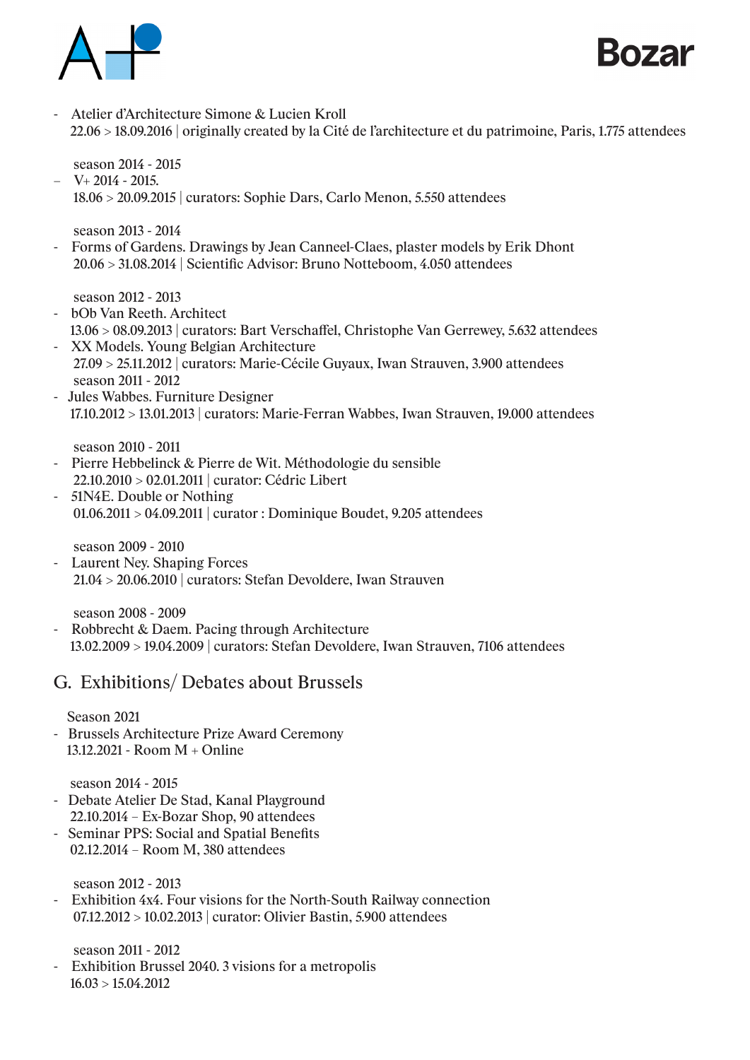- Atelier d'Architecture Simone & Lucien Kroll
  22.06 > 18.09.2016 | originally created by la Cité de l'architecture et du patrimoine, Paris, 1.775 attendees

season 2014 - 2015

- V+ 2014 - 2015.
  18.06 > 20.09.2015 | curators: Sophie Dars, Carlo Menon, 5.550 attendees

season 2013 - 2014

- Forms of Gardens. Drawings by Jean Canneel-Claes, plaster models by Erik Dhont
  20.06 > 31.08.2014 | Scientific Advisor: Bruno Notteboom, 4.050 attendees

season 2012 - 2013

- bOb Van Reeth. Architect
  13.06 > 08.09.2013 | curators: Bart Verschaffel, Christophe Van Gerrewey, 5.632 attendees
- XX Models. Young Belgian Architecture
  27.09 > 25.11.2012 | curators: Marie-Cécile Guyaux, Iwan Strauven, 3.900 attendees

season 2011 - 2012

- Jules Wabbes. Furniture Designer
  17.10.2012 > 13.01.2013 | curators: Marie-Ferran Wabbes, Iwan Strauven, 19.000 attendees

season 2010 - 2011

- Pierre Hebbelinck & Pierre de Wit. Méthodologie du sensible
  22.10.2010 > 02.01.2011 | curator: Cédric Libert
- 51N4E. Double or Nothing
  01.06.2011 > 04.09.2011 | curator : Dominique Boudet, 9.205 attendees

season 2009 - 2010

- Laurent Ney. Shaping Forces
  21.04 > 20.06.2010 | curators: Stefan Devoldere, Iwan Strauven

season 2008 - 2009

- Robbrecht & Daem. Pacing through Architecture
  13.02.2009 > 19.04.2009 | curators: Stefan Devoldere, Iwan Strauven, 7106 attendees

## G. Exhibitions/ Debates about Brussels

Season 2021

- Brussels Architecture Prize Award Ceremony
  13.12.2021 - Room M + Online

season 2014 - 2015

- Debate Atelier De Stad, Kanal Playground
  22.10.2014 – Ex-Bozar Shop, 90 attendees
- Seminar PPS: Social and Spatial Benefits
  02.12.2014 – Room M, 380 attendees

season 2012 - 2013

- Exhibition 4x4. Four visions for the North-South Railway connection
  07.12.2012 > 10.02.2013 | curator: Olivier Bastin, 5.900 attendees

season 2011 - 2012

- Exhibition Brussel 2040. 3 visions for a metropolis
  16.03 > 15.04.2012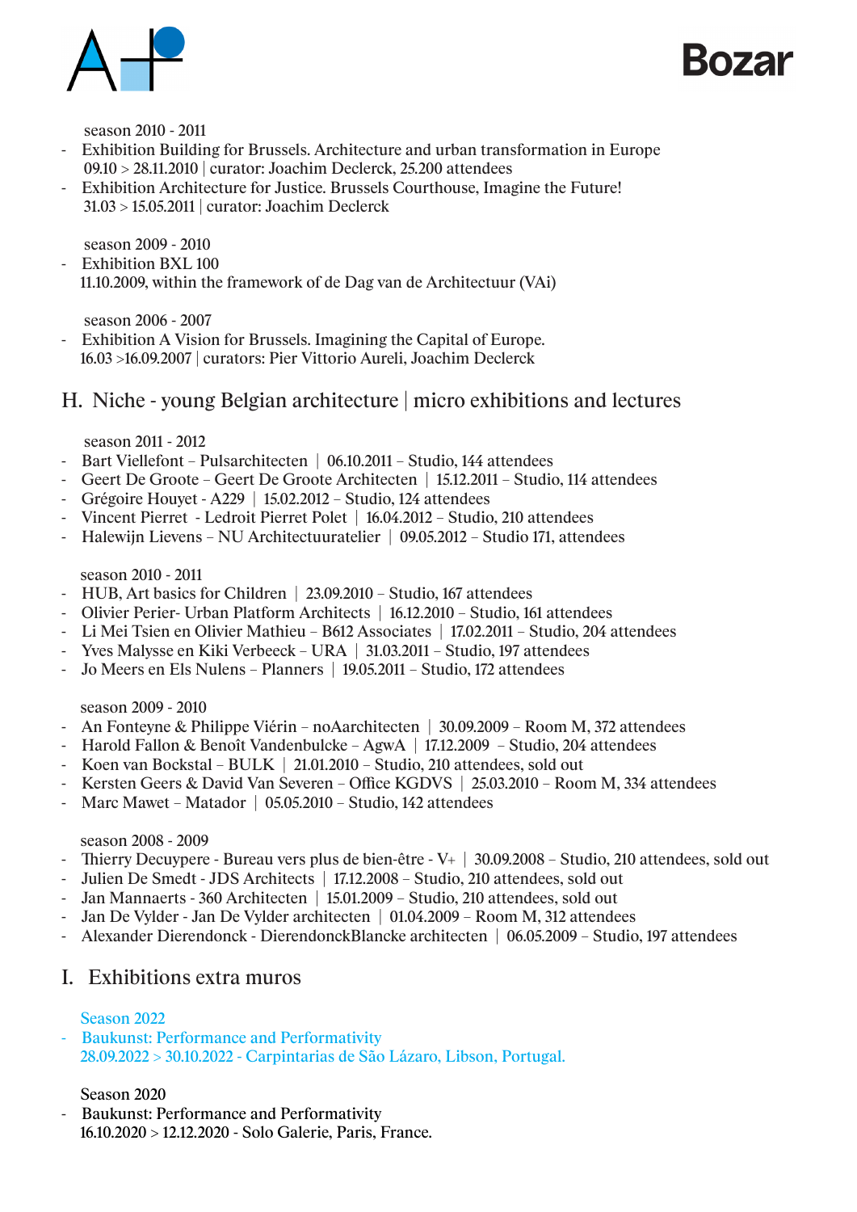season 2010 - 2011

- Exhibition Building for Brussels. Architecture and urban transformation in Europe
  09.10 > 28.11.2010 | curator: Joachim Declerck, 25.200 attendees
- Exhibition Architecture for Justice. Brussels Courthouse, Imagine the Future!
  31.03 > 15.05.2011 | curator: Joachim Declerck

season 2009 - 2010

- Exhibition BXL 100
  11.10.2009, within the framework of de Dag van de Architectuur (VAi)

season 2006 - 2007

- Exhibition A Vision for Brussels. Imagining the Capital of Europe.
  16.03 >16.09.2007 | curators: Pier Vittorio Aureli, Joachim Declerck

## H. Niche - young Belgian architecture | micro exhibitions and lectures

season 2011 - 2012

- Bart Vielfont – Pulsarchitecten | 06.10.2011 – Studio, 144 attendees
- Geert De Groote – Geert De Groote Architecten | 15.12.2011 – Studio, 114 attendees
- Grégoire Houyet - A229 | 15.02.2012 – Studio, 124 attendees
- Vincent Pierret - Ledroit Pierret Polet | 16.04.2012 – Studio, 210 attendees
- Halewijn Lievens – NU Architectuuratelier | 09.05.2012 – Studio 171, attendees

season 2010 - 2011

- HUB, Art basics for Children | 23.09.2010 – Studio, 167 attendees
- Olivier Perier- Urban Platform Architects | 16.12.2010 – Studio, 161 attendees
- Li Mei Tsien en Olivier Mathieu – B612 Associates | 17.02.2011 – Studio, 204 attendees
- Yves Malysse en Kiki Verbeeck – URA | 31.03.2011 – Studio, 197 attendees
- Jo Meers en Els Nulens – Planners | 19.05.2011 – Studio, 172 attendees

season 2009 - 2010

- An Fonteyne & Philippe Viérin – noAarchitecten | 30.09.2009 – Room M, 372 attendees
- Harold Fallon & Benoît Vandenbulcke – AgwA | 17.12.2009 – Studio, 204 attendees
- Koen van Bockstal – BULK | 21.01.2010 – Studio, 210 attendees, sold out
- Kersten Geers & David Van Severen – Office KGDVS | 25.03.2010 – Room M, 334 attendees
- Marc Mawet – Matador | 05.05.2010 – Studio, 142 attendees

season 2008 - 2009

- Thierry Decuypere - Bureau vers plus de bien-être - V+ | 30.09.2008 – Studio, 210 attendees, sold out
- Julien De Smedt - JDS Architects | 17.12.2008 – Studio, 210 attendees, sold out
- Jan Mannaerts - 360 Architecten | 15.01.2009 – Studio, 210 attendees, sold out
- Jan De Vylder - Jan De Vylder architecten | 01.04.2009 – Room M, 312 attendees
- Alexander Dierendonck - DierendonckBlancke architecten | 06.05.2009 – Studio, 197 attendees

## I. Exhibitions extra muros

Season 2022

- Baukunst: Performance and Performativity
  28.09.2022 > 30.10.2022 - Carpintarias de São Lázaro, Libson, Portugal.

Season 2020

- Baukunst: Performance and Performativity
  16.10.2020 > 12.12.2020 - Solo Galerie, Paris, France.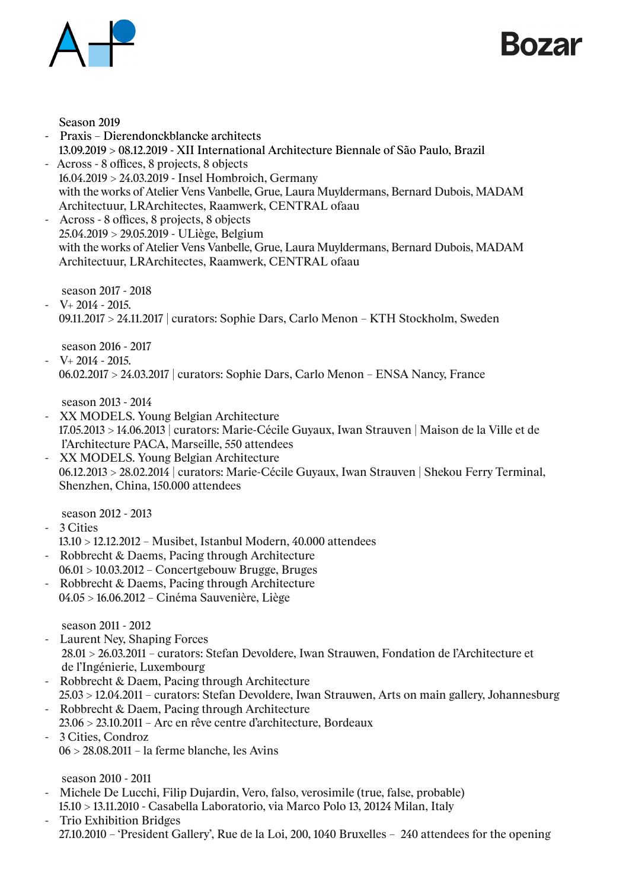Season 2019

- Praxis – Dierendonckblancke architects
  13.09.2019 > 08.12.2019 - XII International Architecture Biennale of São Paulo, Brazil
- Across - 8 offices, 8 projects, 8 objects
  16.04.2019 > 24.03.2019 - Insel Hombroich, Germany
  with the works of Atelier Vens Vanbelle, Grue, Laura Muyldermans, Bernard Dubois, MADAM Architectuur, LRArchitectes, Raamwerk, CENTRAL ofaau
- Across - 8 offices, 8 projects, 8 objects
  25.04.2019 > 29.05.2019 - ULiège, Belgium
  with the works of Atelier Vens Vanbelle, Grue, Laura Muyldermans, Bernard Dubois, MADAM Architectuur, LRArchitectes, Raamwerk, CENTRAL ofaau

season 2017 - 2018

- V+ 2014 - 2015.
  09.11.2017 > 24.11.2017 | curators: Sophie Dars, Carlo Menon – KTH Stockholm, Sweden

season 2016 - 2017

- V+ 2014 - 2015.
  06.02.2017 > 24.03.2017 | curators: Sophie Dars, Carlo Menon – ENSA Nancy, France

season 2013 - 2014

- XX MODELS. Young Belgian Architecture
  17.05.2013 > 14.06.2013 | curators: Marie-Cécile Guyaux, Iwan Strauven | Maison de la Ville et de l'Architecture PACA, Marseille, 550 attendees
- XX MODELS. Young Belgian Architecture
  06.12.2013 > 28.02.2014 | curators: Marie-Cécile Guyaux, Iwan Strauven | Shekou Ferry Terminal, Shenzhen, China, 150.000 attendees

season 2012 - 2013

- 3 Cities
  13.10 > 12.12.2012 – Musibet, Istanbul Modern, 40.000 attendees
- Robbrecht & Daems, Pacing through Architecture
  06.01 > 10.03.2012 – Concertgebouw Brugge, Bruges
- Robbrecht & Daems, Pacing through Architecture
  04.05 > 16.06.2012 – Cinéma Sauvenière, Liège

season 2011 - 2012

- Laurent Ney, Shaping Forces
  28.01 > 26.03.2011 – curators: Stefan Devoldere, Iwan Strauwen, Fondation de l'Architecture et de l'Ingénierie, Luxembourg
- Robbrecht & Daem, Pacing through Architecture
  25.03 > 12.04.2011 – curators: Stefan Devoldere, Iwan Strauwen, Arts on main gallery, Johannesburg
- Robbrecht & Daem, Pacing through Architecture
  23.06 > 23.10.2011 – Arc en rêve centre d'architecture, Bordeaux
- 3 Cities, Condroz
  06 > 28.08.2011 – la ferme blanche, les Avins

season 2010 - 2011

- Michele De Lucchi, Filip Dujardin, Vero, falso, verosimile (true, false, probable)
  15.10 > 13.11.2010 - Casabella Laboratorio, via Marco Polo 13, 20124 Milan, Italy
- Trio Exhibition Bridges
  27.10.2010 – 'President Gallery', Rue de la Loi, 200, 1040 Bruxelles – 240 attendees for the opening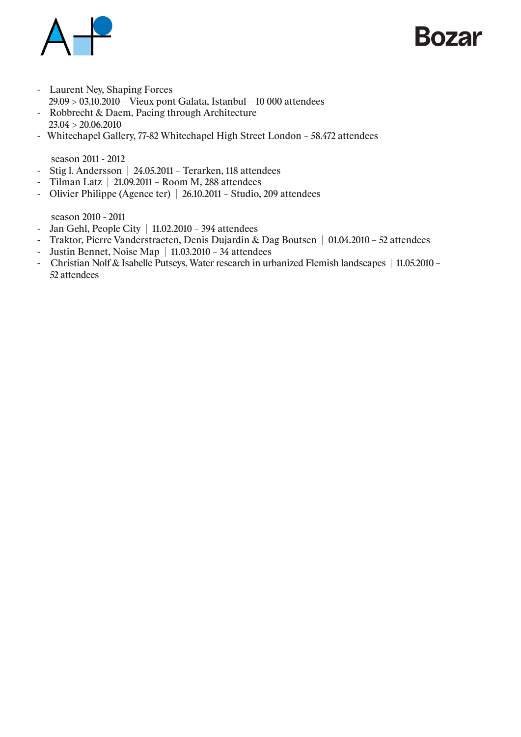- Laurent Ney, Shaping Forces
  29.09 > 03.10.2010 – Vieux pont Galata, Istanbul – 10 000 attendees
- Robbrecht & Daem, Pacing through Architecture
  23.04 > 20.06.2010
- Whitechapel Gallery, 77-82 Whitechapel High Street London – 58.472 attendees

season 2011 - 2012

- Stig l. Andersson | 24.05.2011 – Terarken, 118 attendees
- Tilman Latz | 21.09.2011 – Room M, 288 attendees
- Olivier Philippe (Agence ter) | 26.10.2011 – Studio, 209 attendees

season 2010 - 2011

- Jan Gehl, People City | 11.02.2010 – 394 attendees
- Traktor, Pierre Vanderstraeten, Denis Dujardin & Dag Boutsen | 01.04.2010 – 52 attendees
- Justin Bennet, Noise Map | 11.03.2010 – 34 attendees
- Christian Nolf & Isabelle Putseys, Water research in urbanized Flemish landscapes | 11.05.2010 – 52 attendees